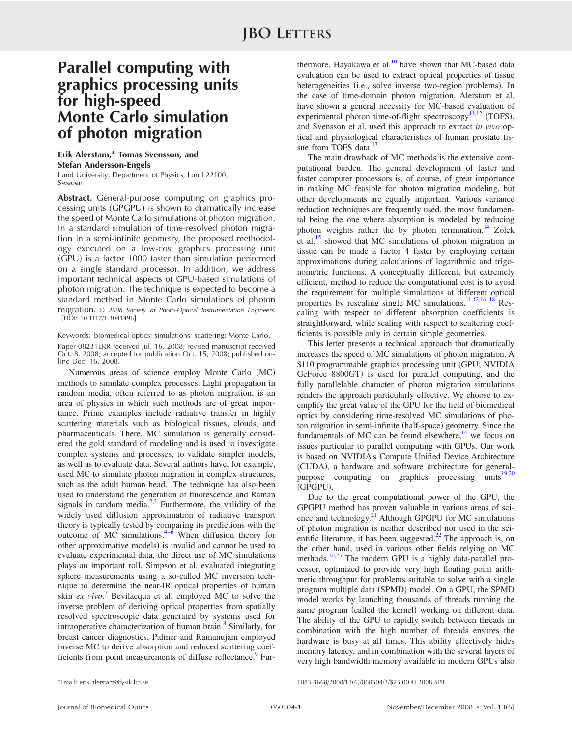# Parallel computing with graphics processing units for high-speed Monte Carlo simulation of photon migration

**Erik Alerstam,*** **Tomas Svensson, and Stefan Andersson-Engels**
Lund University, Department of Physics, Lund 22100, Sweden

**Abstract.** General-purpose computing on graphics processing units (GPGPU) is shown to dramatically increase the speed of Monte Carlo simulations of photon migration. In a standard simulation of time-resolved photon migration in a semi-infinite geometry, the proposed methodology executed on a low-cost graphics processing unit (GPU) is a factor 1000 faster than simulation performed on a single standard processor. In addition, we address important technical aspects of GPU-based simulations of photon migration. The technique is expected to become a standard method in Monte Carlo simulations of photon migration. *© 2008 Society of Photo-Optical Instrumentation Engineers.* [DOI: 10.1117/1.3041496]

Keywords: biomedical optics; simulations; scattering; Monte Carlo.

Paper 08231LRR received Jul. 16, 2008; revised manuscript received Oct. 8, 2008; accepted for publication Oct. 15, 2008; published online Dec. 16, 2008.

Numerous areas of science employ Monte Carlo (MC) methods to simulate complex processes. Light propagation in random media, often referred to as photon migration, is an area of physics in which such methods are of great importance. Prime examples include radiative transfer in highly scattering materials such as biological tissues, clouds, and pharmaceuticals. There, MC simulation is generally considered the gold standard of modeling and is used to investigate complex systems and processes, to validate simpler models, as well as to evaluate data. Several authors have, for example, used MC to simulate photon migration in complex structures, such as the adult human head.[1] The technique has also been used to understand the generation of fluorescence and Raman signals in random media.[2,3] Furthermore, the validity of the widely used diffusion approximation of radiative transport theory is typically tested by comparing its predictions with the outcome of MC simulations.[4–6] When diffusion theory (or other approximative models) is invalid and cannot be used to evaluate experimental data, the direct use of MC simulations plays an important roll. Simpson et al. evaluated integrating sphere measurements using a so-called MC inversion technique to determine the near-IR optical properties of human skin *ex vivo*.[7] Bevilacqua et al. employed MC to solve the inverse problem of deriving optical properties from spatially resolved spectroscopic data generated by systems used for intraoperative characterization of human brain.[8] Similarly, for breast cancer diagnostics, Palmer and Ramanujam employed inverse MC to derive absorption and reduced scattering coefficients from point measurements of diffuse reflectance.[9] Furthermore, Hayakawa et al.[10] have shown that MC-based data evaluation can be used to extract optical properties of tissue heterogeneities (i.e., solve inverse two-region problems). In the case of time-domain photon migration, Alerstam et al. have shown a general necessity for MC-based evaluation of experimental photon time-of-flight spectroscopy[11,12] (TOFS), and Svensson et al. used this approach to extract *in vivo* optical and physiological characteristics of human prostate tissue from TOFS data.[13]

The main drawback of MC methods is the extensive computational burden. The general development of faster and faster computer processors is, of course, of great importance in making MC feasible for photon migration modeling, but other developments are equally important. Various variance reduction techniques are frequently used, the most fundamental being the one where absorption is modeled by reducing photon weights rather the by photon termination.[14] Zolek et al.[15] showed that MC simulations of photon migration in tissue can be made a factor 4 faster by employing certain approximations during calculations of logarithmic and trigonometric functions. A conceptually different, but extremely efficient, method to reduce the computational cost is to avoid the requirement for multiple simulations at different optical properties by rescaling single MC simulations.[11,12,16–18] Rescaling with respect to different absorption coefficients is straightforward, while scaling with respect to scattering coefficients is possible only in certain simple geometries.

This letter presents a technical approach that dramatically increases the speed of MC simulations of photon migration. A $110 programmable graphics processing unit (GPU; NVIDIA GeForce 8800GT) is used for parallel computing, and the fully parallelable character of photon migration simulations renders the approach particularly effective. We choose to exemplify the great value of the GPU for the field of biomedical optics by considering time-resolved MC simulations of photon migration in semi-infinite (half-space) geometry. Since the fundamentals of MC can be found elsewhere,[14] we focus on issues particular to parallel computing with GPUs. Our work is based on NVIDIA's Compute Unified Device Architecture (CUDA), a hardware and software architecture for general-purpose computing on graphics processing units[19,20] (GPGPU).

Due to the great computational power of the GPU, the GPGPU method has proven valuable in various areas of science and technology.[21] Although GPGPU for MC simulations of photon migration is neither described nor used in the scientific literature, it has been suggested.[22] The approach is, on the other hand, used in various other fields relying on MC methods.[20,23] The modern GPU is a highly data-parallel processor, optimized to provide very high floating point arithmetic throughput for problems suitable to solve with a single program multiple data (SPMD) model. On a GPU, the SPMD model works by launching thousands of threads running the same program (called the kernel) working on different data. The ability of the GPU to rapidly switch between threads in combination with the high number of threads ensures the hardware is busy at all times. This ability effectively hides memory latency, and in combination with the several layers of very high bandwidth memory available in modern GPUs also

*Email: erik.alerstam@fysik.lth.se

1083-3668/2008/13(6)/060504/3/$25.00 © 2008 SPIE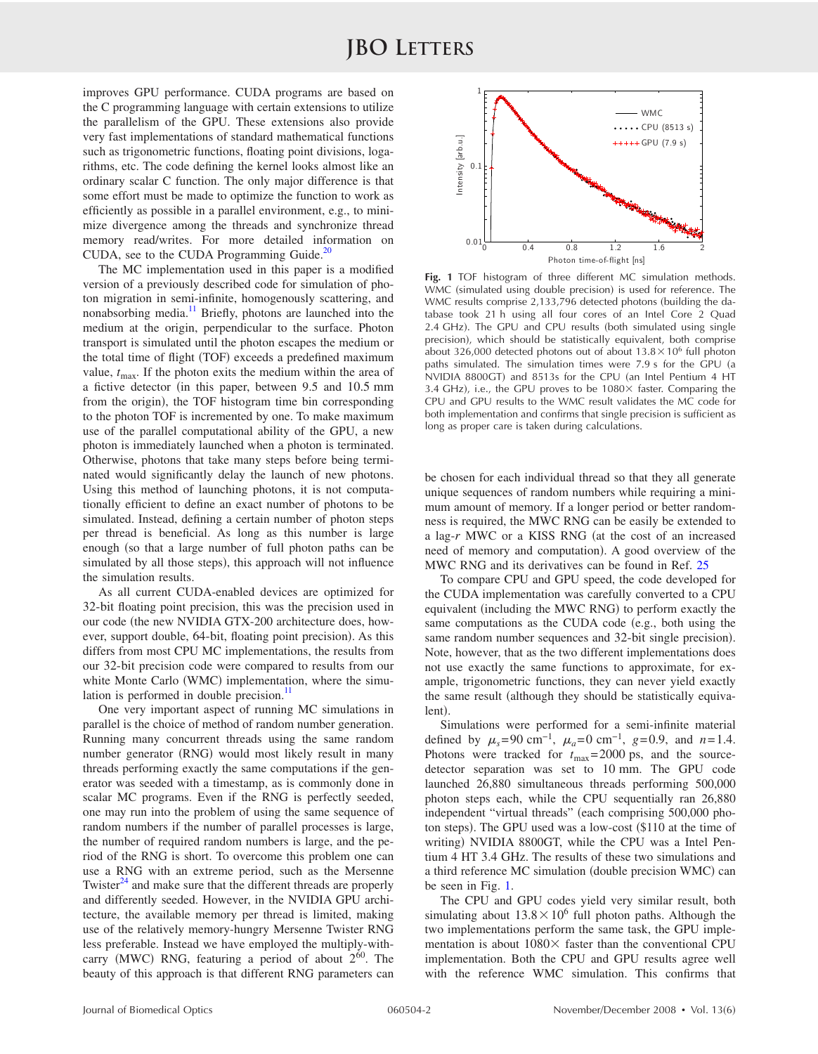improves GPU performance. CUDA programs are based on the C programming language with certain extensions to utilize the parallelism of the GPU. These extensions also provide very fast implementations of standard mathematical functions such as trigonometric functions, floating point divisions, logarithms, etc. The code defining the kernel looks almost like an ordinary scalar C function. The only major difference is that some effort must be made to optimize the function to work as efficiently as possible in a parallel environment, e.g., to minimize divergence among the threads and synchronize thread memory read/writes. For more detailed information on CUDA, see to the CUDA Programming Guide.[20]

The MC implementation used in this paper is a modified version of a previously described code for simulation of photon migration in semi-infinite, homogeneously scattering, and nonabsorbing media.[11] Briefly, photons are launched into the medium at the origin, perpendicular to the surface. Photon transport is simulated until the photon escapes the medium or the total time of flight (TOF) exceeds a predefined maximum value, $t_{max}$. If the photon exits the medium within the area of a fictive detector (in this paper, between 9.5 and 10.5 mm from the origin), the TOF histogram time bin corresponding to the photon TOF is incremented by one. To make maximum use of the parallel computational ability of the GPU, a new photon is immediately launched when a photon is terminated. Otherwise, photons that take many steps before being terminated would significantly delay the launch of new photons. Using this method of launching photons, it is not computationally efficient to define an exact number of photons to be simulated. Instead, defining a certain number of photon steps per thread is beneficial. As long as this number is large enough (so that a large number of full photon paths can be simulated by all those steps), this approach will not influence the simulation results.

As all current CUDA-enabled devices are optimized for 32-bit floating point precision, this was the precision used in our code (the new NVIDIA GTX-200 architecture does, however, support double, 64-bit, floating point precision). As this differs from most CPU MC implementations, the results from our 32-bit precision code were compared to results from our white Monte Carlo (WMC) implementation, where the simulation is performed in double precision.[11]

One very important aspect of running MC simulations in parallel is the choice of method of random number generation. Running many concurrent threads using the same random number generator (RNG) would most likely result in many threads performing exactly the same computations if the generator was seeded with a timestamp, as is commonly done in scalar MC programs. Even if the RNG is perfectly seeded, one may run into the problem of using the same sequence of random numbers if the number of parallel processes is large, the number of required random numbers is large, and the period of the RNG is short. To overcome this problem one can use a RNG with an extreme period, such as the Mersenne Twister[24] and make sure that the different threads are properly and differently seeded. However, in the NVIDIA GPU architecture, the available memory per thread is limited, making use of the relatively memory-hungry Mersenne Twister RNG less preferable. Instead we have employed the multiply-with-carry (MWC) RNG, featuring a period of about $2^{60}$. The beauty of this approach is that different RNG parameters can be chosen for each individual thread so that they all generate unique sequences of random numbers while requiring a minimum amount of memory. If a longer period or better randomness is required, the MWC RNG can be easily be extended to a lag-$r$ MWC or a KISS RNG (at the cost of an increased need of memory and computation). A good overview of the MWC RNG and its derivatives can be found in Ref. 25

**Fig. 1** TOF histogram of three different MC simulation methods. WMC (simulated using double precision) is used for reference. The WMC results comprise 2,133,796 detected photons (building the database took 21 h using all four cores of an Intel Core 2 Quad 2.4 GHz). The GPU and CPU results (both simulated using single precision), which should be statistically equivalent, both comprise about 326,000 detected photons out of about $13.8\times10^6$ full photon paths simulated. The simulation times were 7.9 s for the GPU (a NVIDIA 8800GT) and 8513s for the CPU (an Intel Pentium 4 HT 3.4 GHz), i.e., the GPU proves to be 1080× faster. Comparing the CPU and GPU results to the WMC result validates the MC code for both implementation and confirms that single precision is sufficient as long as proper care is taken during calculations.

To compare CPU and GPU speed, the code developed for the CUDA implementation was carefully converted to a CPU equivalent (including the MWC RNG) to perform exactly the same computations as the CUDA code (e.g., both using the same random number sequences and 32-bit single precision). Note, however, that as the two different implementations does not use exactly the same functions to approximate, for example, trigonometric functions, they can never yield exactly the same result (although they should be statistically equivalent).

Simulations were performed for a semi-infinite material defined by $\mu_s=90\ \text{cm}^{-1}$, $\mu_a=0\ \text{cm}^{-1}$, $g=0.9$, and $n=1.4$. Photons were tracked for $t_{max}=2000$ ps, and the source-detector separation was set to 10 mm. The GPU code launched 26,880 simultaneous threads performing 500,000 photon steps each, while the CPU sequentially ran 26,880 independent "virtual threads" (each comprising 500,000 photon steps). The GPU used was a low-cost ($110 at the time of writing) NVIDIA 8800GT, while the CPU was a Intel Pentium 4 HT 3.4 GHz. The results of these two simulations and a third reference MC simulation (double precision WMC) can be seen in Fig. 1.

The CPU and GPU codes yield very similar result, both simulating about $13.8\times10^6$ full photon paths. Although the two implementations perform the same task, the GPU implementation is about 1080× faster than the conventional CPU implementation. Both the CPU and GPU results agree well with the reference WMC simulation. This confirms that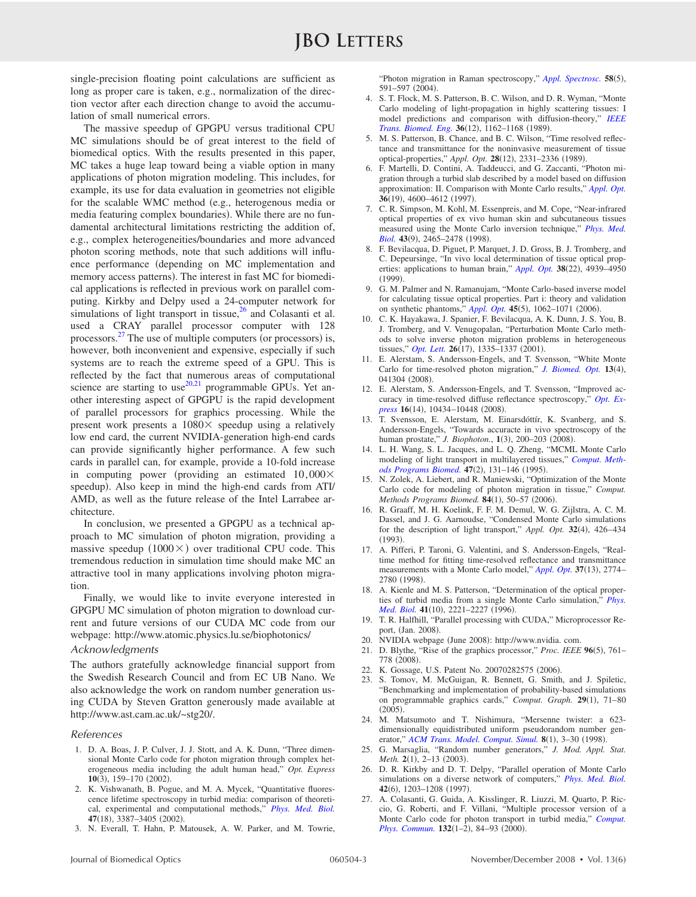single-precision floating point calculations are sufficient as long as proper care is taken, e.g., normalization of the direction vector after each direction change to avoid the accumulation of small numerical errors.

The massive speedup of GPGPU versus traditional CPU MC simulations should be of great interest to the field of biomedical optics. With the results presented in this paper, MC takes a huge leap toward being a viable option in many applications of photon migration modeling. This includes, for example, its use for data evaluation in geometries not eligible for the scalable WMC method (e.g., heterogenous media or media featuring complex boundaries). While there are no fundamental architectural limitations restricting the addition of, e.g., complex heterogeneities/boundaries and more advanced photon scoring methods, note that such additions will influence performance (depending on MC implementation and memory access patterns). The interest in fast MC for biomedical applications is reflected in previous work on parallel computing. Kirkby and Delpy used a 24-computer network for simulations of light transport in tissue,[26] and Colasanti et al. used a CRAY parallel processor computer with 128 processors.[27] The use of multiple computers (or processors) is, however, both inconvenient and expensive, especially if such systems are to reach the extreme speed of a GPU. This is reflected by the fact that numerous areas of computational science are starting to use[20,21] programmable GPUs. Yet another interesting aspect of GPGPU is the rapid development of parallel processors for graphics processing. While the present work presents a $1080\times$ speedup using a relatively low end card, the current NVIDIA-generation high-end cards can provide significantly higher performance. A few such cards in parallel can, for example, provide a 10-fold increase in computing power (providing an estimated $10{,}000\times$ speedup). Also keep in mind the high-end cards from ATI/AMD, as well as the future release of the Intel Larrabee architecture.

In conclusion, we presented a GPGPU as a technical approach to MC simulation of photon migration, providing a massive speedup $(1000\times)$ over traditional CPU code. This tremendous reduction in simulation time should make MC an attractive tool in many applications involving photon migration.

Finally, we would like to invite everyone interested in GPGPU MC simulation of photon migration to download current and future versions of our CUDA MC code from our webpage: http://www.atomic.physics.lu.se/biophotonics/

### Acknowledgments

The authors gratefully acknowledge financial support from the Swedish Research Council and from EC UB Nano. We also acknowledge the work on random number generation using CUDA by Steven Gratton generously made available at http://www.ast.cam.ac.uk/~stg20/.

### References

1. D. A. Boas, J. P. Culver, J. J. Stott, and A. K. Dunn, "Three dimensional Monte Carlo code for photon migration through complex heterogeneous media including the adult human head," *Opt. Express* **10**(3), 159–170 (2002).
2. K. Vishwanath, B. Pogue, and M. A. Mycek, "Quantitative fluorescence lifetime spectroscopy in turbid media: comparison of theoretical, experimental and computational methods," *Phys. Med. Biol.* **47**(18), 3387–3405 (2002).
3. N. Everall, T. Hahn, P. Matousek, A. W. Parker, and M. Towrie, "Photon migration in Raman spectroscopy," *Appl. Spectrosc.* **58**(5), 591–597 (2004).
4. S. T. Flock, M. S. Patterson, B. C. Wilson, and D. R. Wyman, "Monte Carlo modeling of light-propagation in highly scattering tissues: I model predictions and comparison with diffusion-theory," *IEEE Trans. Biomed. Eng.* **36**(12), 1162–1168 (1989).
5. M. S. Patterson, B. Chance, and B. C. Wilson, "Time resolved reflectance and transmittance for the noninvasive measurement of tissue optical-properties," *Appl. Opt.* **28**(12), 2331–2336 (1989).
6. F. Martelli, D. Contini, A. Taddeucci, and G. Zaccanti, "Photon migration through a turbid slab described by a model based on diffusion approximation: II. Comparison with Monte Carlo results," *Appl. Opt.* **36**(19), 4600–4612 (1997).
7. C. R. Simpson, M. Kohl, M. Essenpreis, and M. Cope, "Near-infrared optical properties of ex vivo human skin and subcutaneous tissues measured using the Monte Carlo inversion technique," *Phys. Med. Biol.* **43**(9), 2465–2478 (1998).
8. F. Bevilacqua, D. Piguet, P. Marquet, J. D. Gross, B. J. Tromberg, and C. Depeursinge, "In vivo local determination of tissue optical properties: applications to human brain," *Appl. Opt.* **38**(22), 4939–4950 (1999).
9. G. M. Palmer and N. Ramanujam, "Monte Carlo-based inverse model for calculating tissue optical properties. Part i: theory and validation on synthetic phantoms," *Appl. Opt.* **45**(5), 1062–1071 (2006).
10. C. K. Hayakawa, J. Spanier, F. Bevilacqua, A. K. Dunn, J. S. You, B. J. Tromberg, and V. Venugopalan, "Perturbation Monte Carlo methods to solve inverse photon migration problems in heterogeneous tissues," *Opt. Lett.* **26**(17), 1335–1337 (2001).
11. E. Alerstam, S. Andersson-Engels, and T. Svensson, "White Monte Carlo for time-resolved photon migration," *J. Biomed. Opt.* **13**(4), 041304 (2008).
12. E. Alerstam, S. Andersson-Engels, and T. Svensson, "Improved accuracy in time-resolved diffuse reflectance spectroscopy," *Opt. Express* **16**(14), 10434–10448 (2008).
13. T. Svensson, E. Alerstam, M. Einarsdóttír, K. Svanberg, and S. Andersson-Engels, "Towards accuracte in vivo spectroscopy of the human prostate," *J. Biophoton.*, **1**(3), 200–203 (2008).
14. L. H. Wang, S. L. Jacques, and L. Q. Zheng, "MCML Monte Carlo modeling of light transport in multilayered tissues," *Comput. Methods Programs Biomed.* **47**(2), 131–146 (1995).
15. N. Zolek, A. Liebert, and R. Maniewski, "Optimization of the Monte Carlo code for modeling of photon migration in tissue," *Comput. Methods Programs Biomed.* **84**(1), 50–57 (2006).
16. R. Graaff, M. H. Koelink, F. F. M. Demul, W. G. Zijlstra, A. C. M. Dassel, and J. G. Aarnoudse, "Condensed Monte Carlo simulations for the description of light transport," *Appl. Opt.* **32**(4), 426–434 (1993).
17. A. Pifferi, P. Taroni, G. Valentini, and S. Andersson-Engels, "Real-time method for fitting time-resolved reflectance and transmittance measurements with a Monte Carlo model," *Appl. Opt.* **37**(13), 2774–2780 (1998).
18. A. Kienle and M. S. Patterson, "Determination of the optical properties of turbid media from a single Monte Carlo simulation," *Phys. Med. Biol.* **41**(10), 2221–2227 (1996).
19. T. R. Halfhill, "Parallel processing with CUDA," Microprocessor Report, (Jan. 2008).
20. NVIDIA webpage (June 2008): http://www.nvidia. com.
21. D. Blythe, "Rise of the graphics processor," *Proc. IEEE* **96**(5), 761–778 (2008).
22. K. Gossage, U.S. Patent No. 20070282575 (2006).
23. S. Tomov, M. McGuigan, R. Bennett, G. Smith, and J. Spiletic, "Benchmarking and implementation of probability-based simulations on programmable graphics cards," *Comput. Graph.* **29**(1), 71–80 (2005).
24. M. Matsumoto and T. Nishimura, "Mersenne twister: a 623-dimensionally equidistributed uniform pseudorandom number generator," *ACM Trans. Model. Comput. Simul.* **8**(1), 3–30 (1998).
25. G. Marsaglia, "Random number generators," *J. Mod. Appl. Stat. Meth.* **2**(1), 2–13 (2003).
26. D. R. Kirkby and D. T. Delpy, "Parallel operation of Monte Carlo simulations on a diverse network of computers," *Phys. Med. Biol.* **42**(6), 1203–1208 (1997).
27. A. Colasanti, G. Guida, A. Kisslinger, R. Liuzzi, M. Quarto, P. Riccio, G. Roberti, and F. Villani, "Multiple processor version of a Monte Carlo code for photon transport in turbid media," *Comput. Phys. Commun.* **132**(1–2), 84–93 (2000).